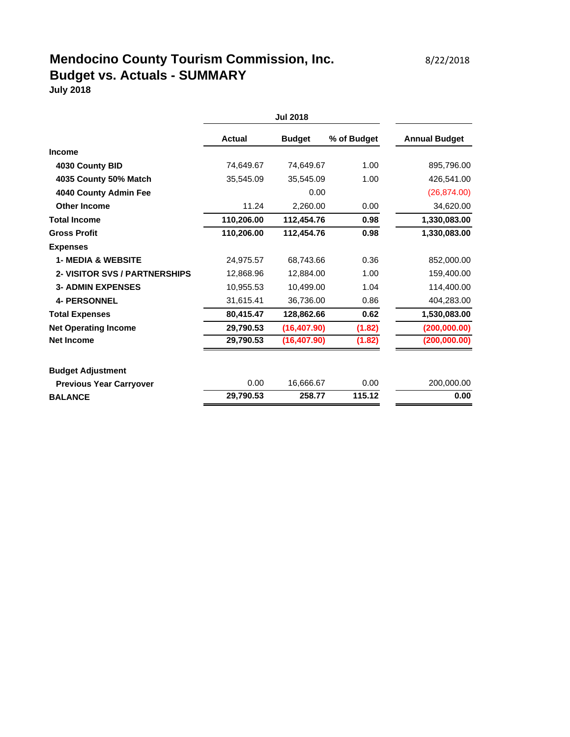# Mendocino County Tourism Commission, Inc.

8/22/2018

## Budget vs. Actuals - SUMMARY

**July 2018**

| | Jul 2018 | | | |
|---|---|---|---|---|
| | **Actual** | **Budget** | **% of Budget** | **Annual Budget** |
| **Income** | | | | |
| **4030 County BID** | 74,649.67 | 74,649.67 | 1.00 | 895,796.00 |
| **4035 County 50% Match** | 35,545.09 | 35,545.09 | 1.00 | 426,541.00 |
| **4040 County Admin Fee** | | 0.00 | | (26,874.00) |
| **Other Income** | 11.24 | 2,260.00 | 0.00 | 34,620.00 |
| **Total Income** | **110,206.00** | **112,454.76** | **0.98** | **1,330,083.00** |
| **Gross Profit** | **110,206.00** | **112,454.76** | **0.98** | **1,330,083.00** |
| **Expenses** | | | | |
| **1- MEDIA & WEBSITE** | 24,975.57 | 68,743.66 | 0.36 | 852,000.00 |
| **2- VISITOR SVS / PARTNERSHIPS** | 12,868.96 | 12,884.00 | 1.00 | 159,400.00 |
| **3- ADMIN EXPENSES** | 10,955.53 | 10,499.00 | 1.04 | 114,400.00 |
| **4- PERSONNEL** | 31,615.41 | 36,736.00 | 0.86 | 404,283.00 |
| **Total Expenses** | **80,415.47** | **128,862.66** | **0.62** | **1,530,083.00** |
| **Net Operating Income** | **29,790.53** | **(16,407.90)** | **(1.82)** | **(200,000.00)** |
| **Net Income** | **29,790.53** | **(16,407.90)** | **(1.82)** | **(200,000.00)** |
| | | | | |
| **Budget Adjustment** | | | | |
| **Previous Year Carryover** | 0.00 | 16,666.67 | 0.00 | 200,000.00 |
| **BALANCE** | **29,790.53** | **258.77** | **115.12** | **0.00** |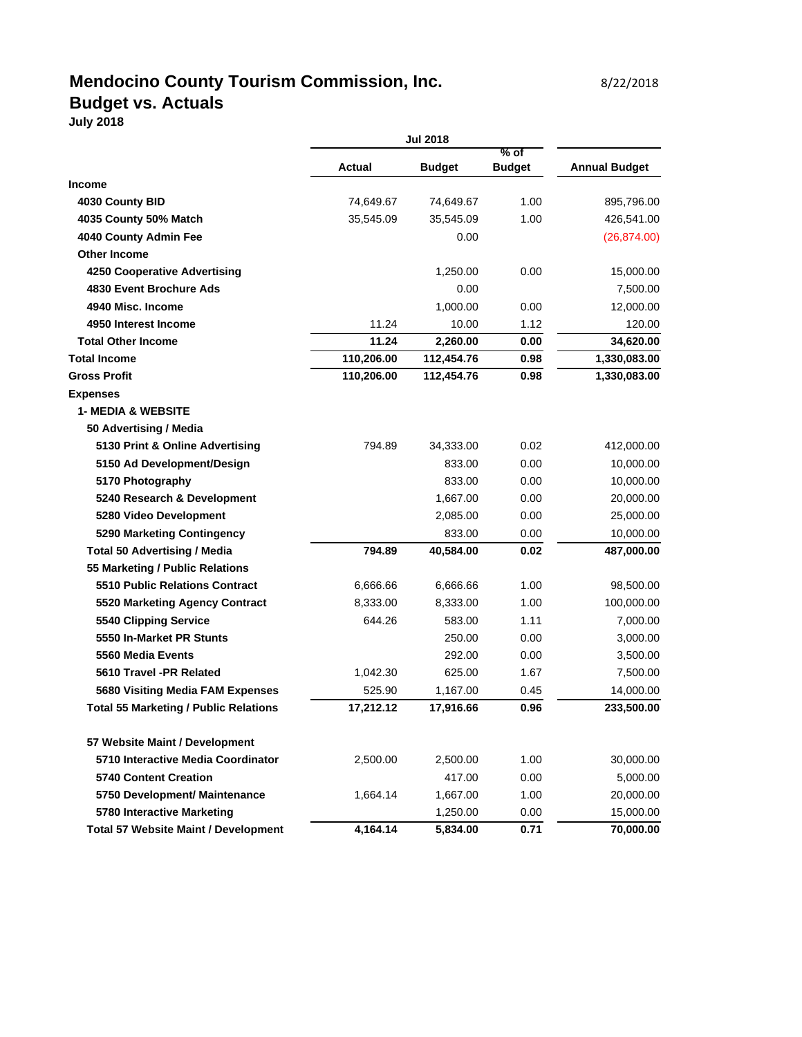# Mendocino County Tourism Commission, Inc.

8/22/2018

## Budget vs. Actuals

**July 2018**

| | Jul 2018 | | | |
|---|---|---|---|---|
| | **Actual** | **Budget** | **% of Budget** | **Annual Budget** |
| **Income** | | | | |
| **4030 County BID** | 74,649.67 | 74,649.67 | 1.00 | 895,796.00 |
| **4035 County 50% Match** | 35,545.09 | 35,545.09 | 1.00 | 426,541.00 |
| **4040 County Admin Fee** | | 0.00 | | (26,874.00) |
| **Other Income** | | | | |
| **4250 Cooperative Advertising** | | 1,250.00 | 0.00 | 15,000.00 |
| **4830 Event Brochure Ads** | | 0.00 | | 7,500.00 |
| **4940 Misc. Income** | | 1,000.00 | 0.00 | 12,000.00 |
| **4950 Interest Income** | 11.24 | 10.00 | 1.12 | 120.00 |
| **Total Other Income** | **11.24** | **2,260.00** | **0.00** | **34,620.00** |
| **Total Income** | **110,206.00** | **112,454.76** | **0.98** | **1,330,083.00** |
| **Gross Profit** | **110,206.00** | **112,454.76** | **0.98** | **1,330,083.00** |
| **Expenses** | | | | |
| **1- MEDIA & WEBSITE** | | | | |
| **50 Advertising / Media** | | | | |
| **5130 Print & Online Advertising** | 794.89 | 34,333.00 | 0.02 | 412,000.00 |
| **5150 Ad Development/Design** | | 833.00 | 0.00 | 10,000.00 |
| **5170 Photography** | | 833.00 | 0.00 | 10,000.00 |
| **5240 Research & Development** | | 1,667.00 | 0.00 | 20,000.00 |
| **5280 Video Development** | | 2,085.00 | 0.00 | 25,000.00 |
| **5290 Marketing Contingency** | | 833.00 | 0.00 | 10,000.00 |
| **Total 50 Advertising / Media** | **794.89** | **40,584.00** | **0.02** | **487,000.00** |
| **55 Marketing / Public Relations** | | | | |
| **5510 Public Relations Contract** | 6,666.66 | 6,666.66 | 1.00 | 98,500.00 |
| **5520 Marketing Agency Contract** | 8,333.00 | 8,333.00 | 1.00 | 100,000.00 |
| **5540 Clipping Service** | 644.26 | 583.00 | 1.11 | 7,000.00 |
| **5550 In-Market PR Stunts** | | 250.00 | 0.00 | 3,000.00 |
| **5560 Media Events** | | 292.00 | 0.00 | 3,500.00 |
| **5610 Travel -PR Related** | 1,042.30 | 625.00 | 1.67 | 7,500.00 |
| **5680 Visiting Media FAM Expenses** | 525.90 | 1,167.00 | 0.45 | 14,000.00 |
| **Total 55 Marketing / Public Relations** | **17,212.12** | **17,916.66** | **0.96** | **233,500.00** |
| **57 Website Maint / Development** | | | | |
| **5710 Interactive Media Coordinator** | 2,500.00 | 2,500.00 | 1.00 | 30,000.00 |
| **5740 Content Creation** | | 417.00 | 0.00 | 5,000.00 |
| **5750 Development/ Maintenance** | 1,664.14 | 1,667.00 | 1.00 | 20,000.00 |
| **5780 Interactive Marketing** | | 1,250.00 | 0.00 | 15,000.00 |
| **Total 57 Website Maint / Development** | **4,164.14** | **5,834.00** | **0.71** | **70,000.00** |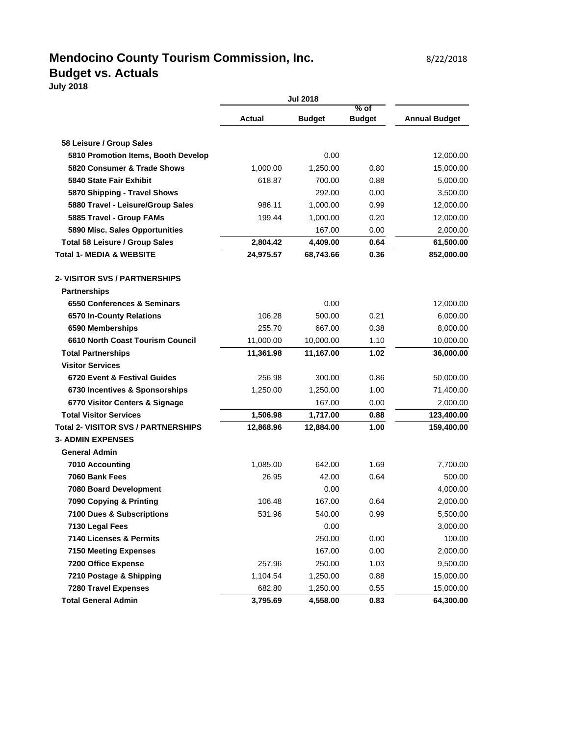# Mendocino County Tourism Commission, Inc.

8/22/2018

## Budget vs. Actuals

**July 2018**

| | Jul 2018 | | | |
|---|---|---|---|---|
| | **Actual** | **Budget** | **% of Budget** | **Annual Budget** |
| **58 Leisure / Group Sales** | | | | |
| **5810 Promotion Items, Booth Develop** | | 0.00 | | 12,000.00 |
| **5820 Consumer & Trade Shows** | 1,000.00 | 1,250.00 | 0.80 | 15,000.00 |
| **5840 State Fair Exhibit** | 618.87 | 700.00 | 0.88 | 5,000.00 |
| **5870 Shipping - Travel Shows** | | 292.00 | 0.00 | 3,500.00 |
| **5880 Travel - Leisure/Group Sales** | 986.11 | 1,000.00 | 0.99 | 12,000.00 |
| **5885 Travel - Group FAMs** | 199.44 | 1,000.00 | 0.20 | 12,000.00 |
| **5890 Misc. Sales Opportunities** | | 167.00 | 0.00 | 2,000.00 |
| **Total 58 Leisure / Group Sales** | **2,804.42** | **4,409.00** | **0.64** | **61,500.00** |
| **Total 1- MEDIA & WEBSITE** | **24,975.57** | **68,743.66** | **0.36** | **852,000.00** |
| **2- VISITOR SVS / PARTNERSHIPS** | | | | |
| **Partnerships** | | | | |
| **6550 Conferences & Seminars** | | 0.00 | | 12,000.00 |
| **6570 In-County Relations** | 106.28 | 500.00 | 0.21 | 6,000.00 |
| **6590 Memberships** | 255.70 | 667.00 | 0.38 | 8,000.00 |
| **6610 North Coast Tourism Council** | 11,000.00 | 10,000.00 | 1.10 | 10,000.00 |
| **Total Partnerships** | **11,361.98** | **11,167.00** | **1.02** | **36,000.00** |
| **Visitor Services** | | | | |
| **6720 Event & Festival Guides** | 256.98 | 300.00 | 0.86 | 50,000.00 |
| **6730 Incentives & Sponsorships** | 1,250.00 | 1,250.00 | 1.00 | 71,400.00 |
| **6770 Visitor Centers & Signage** | | 167.00 | 0.00 | 2,000.00 |
| **Total Visitor Services** | **1,506.98** | **1,717.00** | **0.88** | **123,400.00** |
| **Total 2- VISITOR SVS / PARTNERSHIPS** | **12,868.96** | **12,884.00** | **1.00** | **159,400.00** |
| **3- ADMIN EXPENSES** | | | | |
| **General Admin** | | | | |
| **7010 Accounting** | 1,085.00 | 642.00 | 1.69 | 7,700.00 |
| **7060 Bank Fees** | 26.95 | 42.00 | 0.64 | 500.00 |
| **7080 Board Development** | | 0.00 | | 4,000.00 |
| **7090 Copying & Printing** | 106.48 | 167.00 | 0.64 | 2,000.00 |
| **7100 Dues & Subscriptions** | 531.96 | 540.00 | 0.99 | 5,500.00 |
| **7130 Legal Fees** | | 0.00 | | 3,000.00 |
| **7140 Licenses & Permits** | | 250.00 | 0.00 | 100.00 |
| **7150 Meeting Expenses** | | 167.00 | 0.00 | 2,000.00 |
| **7200 Office Expense** | 257.96 | 250.00 | 1.03 | 9,500.00 |
| **7210 Postage & Shipping** | 1,104.54 | 1,250.00 | 0.88 | 15,000.00 |
| **7280 Travel Expenses** | 682.80 | 1,250.00 | 0.55 | 15,000.00 |
| **Total General Admin** | **3,795.69** | **4,558.00** | **0.83** | **64,300.00** |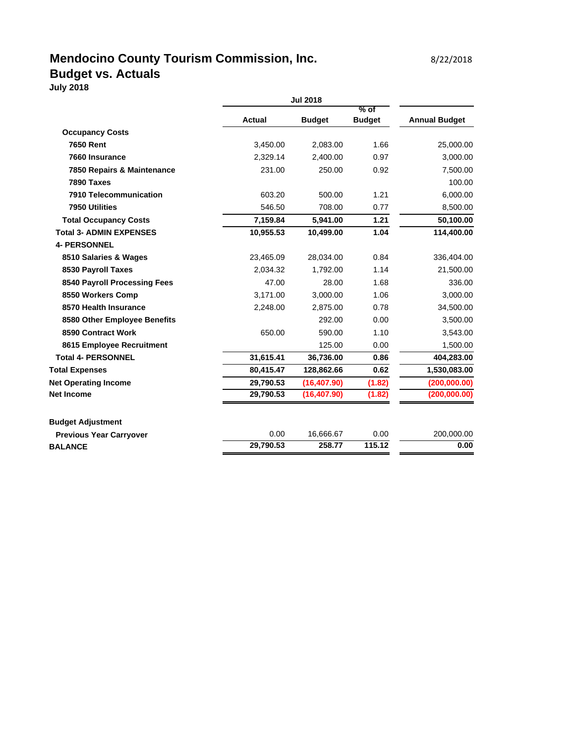# Mendocino County Tourism Commission, Inc.

8/22/2018

## Budget vs. Actuals

**July 2018**

| | Jul 2018 | | | |
|---|---|---|---|---|
| | **Actual** | **Budget** | **% of Budget** | **Annual Budget** |
| **Occupancy Costs** | | | | |
| **7650 Rent** | 3,450.00 | 2,083.00 | 1.66 | 25,000.00 |
| **7660 Insurance** | 2,329.14 | 2,400.00 | 0.97 | 3,000.00 |
| **7850 Repairs & Maintenance** | 231.00 | 250.00 | 0.92 | 7,500.00 |
| **7890 Taxes** | | | | 100.00 |
| **7910 Telecommunication** | 603.20 | 500.00 | 1.21 | 6,000.00 |
| **7950 Utilities** | 546.50 | 708.00 | 0.77 | 8,500.00 |
| **Total Occupancy Costs** | **7,159.84** | **5,941.00** | **1.21** | **50,100.00** |
| **Total 3- ADMIN EXPENSES** | **10,955.53** | **10,499.00** | **1.04** | **114,400.00** |
| **4- PERSONNEL** | | | | |
| **8510 Salaries & Wages** | 23,465.09 | 28,034.00 | 0.84 | 336,404.00 |
| **8530 Payroll Taxes** | 2,034.32 | 1,792.00 | 1.14 | 21,500.00 |
| **8540 Payroll Processing Fees** | 47.00 | 28.00 | 1.68 | 336.00 |
| **8550 Workers Comp** | 3,171.00 | 3,000.00 | 1.06 | 3,000.00 |
| **8570 Health Insurance** | 2,248.00 | 2,875.00 | 0.78 | 34,500.00 |
| **8580 Other Employee Benefits** | | 292.00 | 0.00 | 3,500.00 |
| **8590 Contract Work** | 650.00 | 590.00 | 1.10 | 3,543.00 |
| **8615 Employee Recruitment** | | 125.00 | 0.00 | 1,500.00 |
| **Total 4- PERSONNEL** | **31,615.41** | **36,736.00** | **0.86** | **404,283.00** |
| **Total Expenses** | **80,415.47** | **128,862.66** | **0.62** | **1,530,083.00** |
| **Net Operating Income** | **29,790.53** | **(16,407.90)** | **(1.82)** | **(200,000.00)** |
| **Net Income** | **29,790.53** | **(16,407.90)** | **(1.82)** | **(200,000.00)** |
| | | | | |
| **Budget Adjustment** | | | | |
| **Previous Year Carryover** | 0.00 | 16,666.67 | 0.00 | 200,000.00 |
| **BALANCE** | **29,790.53** | **258.77** | **115.12** | **0.00** |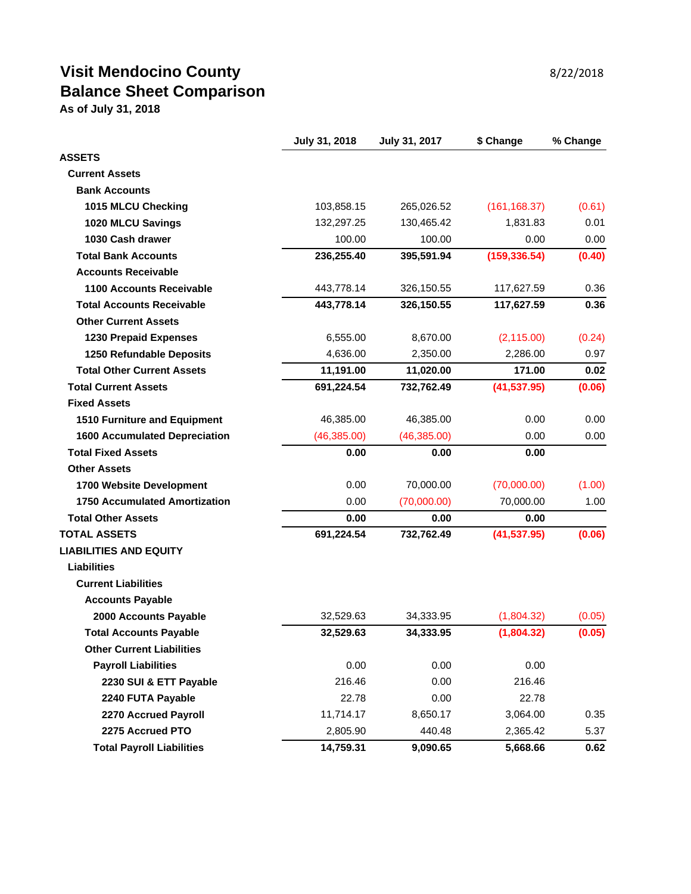# Visit Mendocino County

8/22/2018

## Balance Sheet Comparison

**As of July 31, 2018**

| | July 31, 2018 | July 31, 2017 | $ Change | % Change |
|---|---|---|---|---|
| **ASSETS** | | | | |
| **Current Assets** | | | | |
| **Bank Accounts** | | | | |
| **1015 MLCU Checking** | 103,858.15 | 265,026.52 | (161,168.37) | (0.61) |
| **1020 MLCU Savings** | 132,297.25 | 130,465.42 | 1,831.83 | 0.01 |
| **1030 Cash drawer** | 100.00 | 100.00 | 0.00 | 0.00 |
| **Total Bank Accounts** | **236,255.40** | **395,591.94** | **(159,336.54)** | **(0.40)** |
| **Accounts Receivable** | | | | |
| **1100 Accounts Receivable** | 443,778.14 | 326,150.55 | 117,627.59 | 0.36 |
| **Total Accounts Receivable** | **443,778.14** | **326,150.55** | **117,627.59** | **0.36** |
| **Other Current Assets** | | | | |
| **1230 Prepaid Expenses** | 6,555.00 | 8,670.00 | (2,115.00) | (0.24) |
| **1250 Refundable Deposits** | 4,636.00 | 2,350.00 | 2,286.00 | 0.97 |
| **Total Other Current Assets** | **11,191.00** | **11,020.00** | **171.00** | **0.02** |
| **Total Current Assets** | **691,224.54** | **732,762.49** | **(41,537.95)** | **(0.06)** |
| **Fixed Assets** | | | | |
| **1510 Furniture and Equipment** | 46,385.00 | 46,385.00 | 0.00 | 0.00 |
| **1600 Accumulated Depreciation** | (46,385.00) | (46,385.00) | 0.00 | 0.00 |
| **Total Fixed Assets** | **0.00** | **0.00** | **0.00** | |
| **Other Assets** | | | | |
| **1700 Website Development** | 0.00 | 70,000.00 | (70,000.00) | (1.00) |
| **1750 Accumulated Amortization** | 0.00 | (70,000.00) | 70,000.00 | 1.00 |
| **Total Other Assets** | **0.00** | **0.00** | **0.00** | |
| **TOTAL ASSETS** | **691,224.54** | **732,762.49** | **(41,537.95)** | **(0.06)** |
| **LIABILITIES AND EQUITY** | | | | |
| **Liabilities** | | | | |
| **Current Liabilities** | | | | |
| **Accounts Payable** | | | | |
| **2000 Accounts Payable** | 32,529.63 | 34,333.95 | (1,804.32) | (0.05) |
| **Total Accounts Payable** | **32,529.63** | **34,333.95** | **(1,804.32)** | **(0.05)** |
| **Other Current Liabilities** | | | | |
| **Payroll Liabilities** | 0.00 | 0.00 | 0.00 | |
| **2230 SUI & ETT Payable** | 216.46 | 0.00 | 216.46 | |
| **2240 FUTA Payable** | 22.78 | 0.00 | 22.78 | |
| **2270 Accrued Payroll** | 11,714.17 | 8,650.17 | 3,064.00 | 0.35 |
| **2275 Accrued PTO** | 2,805.90 | 440.48 | 2,365.42 | 5.37 |
| **Total Payroll Liabilities** | **14,759.31** | **9,090.65** | **5,668.66** | **0.62** |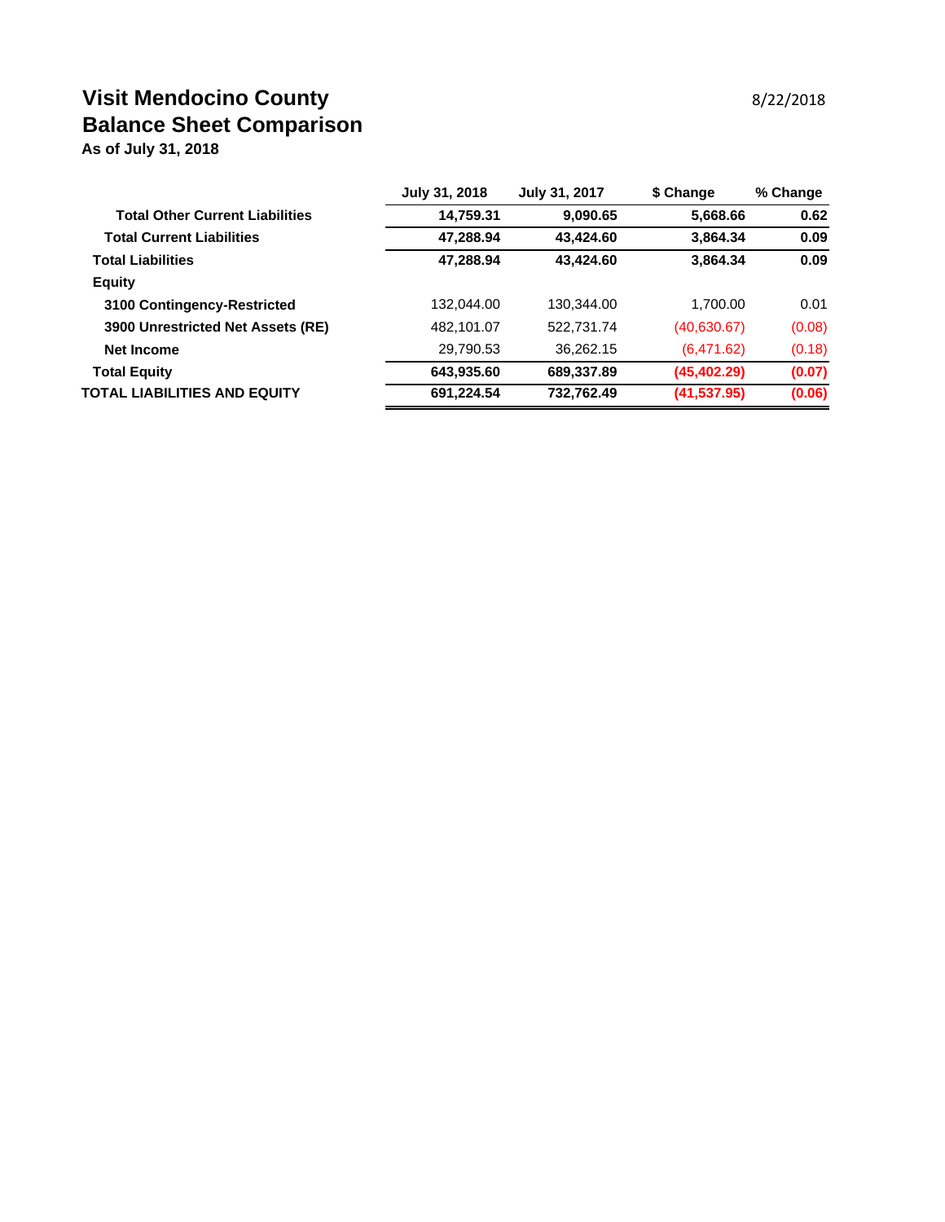# Visit Mendocino County
## Balance Sheet Comparison
**As of July 31, 2018**

8/22/2018

| | July 31, 2018 | July 31, 2017 | $ Change | % Change |
|---|---|---|---|---|
| **Total Other Current Liabilities** | **14,759.31** | **9,090.65** | **5,668.66** | **0.62** |
| **Total Current Liabilities** | **47,288.94** | **43,424.60** | **3,864.34** | **0.09** |
| **Total Liabilities** | **47,288.94** | **43,424.60** | **3,864.34** | **0.09** |
| **Equity** | | | | |
| **3100 Contingency-Restricted** | 132,044.00 | 130,344.00 | 1,700.00 | 0.01 |
| **3900 Unrestricted Net Assets (RE)** | 482,101.07 | 522,731.74 | (40,630.67) | (0.08) |
| **Net Income** | 29,790.53 | 36,262.15 | (6,471.62) | (0.18) |
| **Total Equity** | **643,935.60** | **689,337.89** | **(45,402.29)** | **(0.07)** |
| **TOTAL LIABILITIES AND EQUITY** | **691,224.54** | **732,762.49** | **(41,537.95)** | **(0.06)** |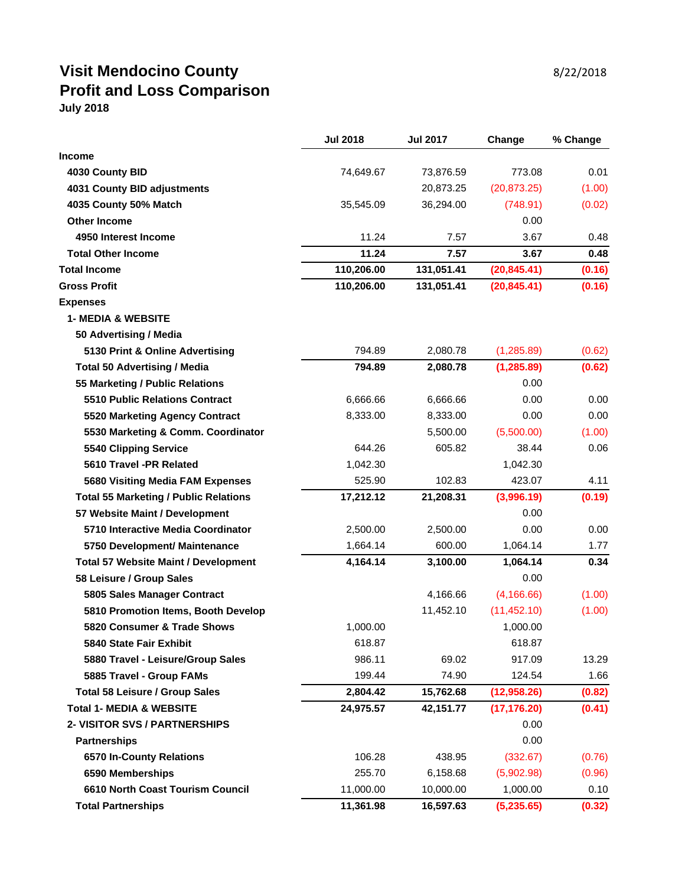# Visit Mendocino County
# Profit and Loss Comparison

**July 2018**

8/22/2018

| | Jul 2018 | Jul 2017 | Change | % Change |
|---|---|---|---|---|
| **Income** | | | | |
| **4030 County BID** | 74,649.67 | 73,876.59 | 773.08 | 0.01 |
| **4031 County BID adjustments** | | 20,873.25 | (20,873.25) | (1.00) |
| **4035 County 50% Match** | 35,545.09 | 36,294.00 | (748.91) | (0.02) |
| **Other Income** | | | 0.00 | |
| **4950 Interest Income** | 11.24 | 7.57 | 3.67 | 0.48 |
| **Total Other Income** | **11.24** | **7.57** | **3.67** | **0.48** |
| **Total Income** | **110,206.00** | **131,051.41** | **(20,845.41)** | **(0.16)** |
| **Gross Profit** | **110,206.00** | **131,051.41** | **(20,845.41)** | **(0.16)** |
| **Expenses** | | | | |
| **1- MEDIA & WEBSITE** | | | | |
| **50 Advertising / Media** | | | | |
| **5130 Print & Online Advertising** | 794.89 | 2,080.78 | (1,285.89) | (0.62) |
| **Total 50 Advertising / Media** | **794.89** | **2,080.78** | **(1,285.89)** | **(0.62)** |
| **55 Marketing / Public Relations** | | | 0.00 | |
| **5510 Public Relations Contract** | 6,666.66 | 6,666.66 | 0.00 | 0.00 |
| **5520 Marketing Agency Contract** | 8,333.00 | 8,333.00 | 0.00 | 0.00 |
| **5530 Marketing & Comm. Coordinator** | | 5,500.00 | (5,500.00) | (1.00) |
| **5540 Clipping Service** | 644.26 | 605.82 | 38.44 | 0.06 |
| **5610 Travel -PR Related** | 1,042.30 | | 1,042.30 | |
| **5680 Visiting Media FAM Expenses** | 525.90 | 102.83 | 423.07 | 4.11 |
| **Total 55 Marketing / Public Relations** | **17,212.12** | **21,208.31** | **(3,996.19)** | **(0.19)** |
| **57 Website Maint / Development** | | | 0.00 | |
| **5710 Interactive Media Coordinator** | 2,500.00 | 2,500.00 | 0.00 | 0.00 |
| **5750 Development/ Maintenance** | 1,664.14 | 600.00 | 1,064.14 | 1.77 |
| **Total 57 Website Maint / Development** | **4,164.14** | **3,100.00** | **1,064.14** | **0.34** |
| **58 Leisure / Group Sales** | | | 0.00 | |
| **5805 Sales Manager Contract** | | 4,166.66 | (4,166.66) | (1.00) |
| **5810 Promotion Items, Booth Develop** | | 11,452.10 | (11,452.10) | (1.00) |
| **5820 Consumer & Trade Shows** | 1,000.00 | | 1,000.00 | |
| **5840 State Fair Exhibit** | 618.87 | | 618.87 | |
| **5880 Travel - Leisure/Group Sales** | 986.11 | 69.02 | 917.09 | 13.29 |
| **5885 Travel - Group FAMs** | 199.44 | 74.90 | 124.54 | 1.66 |
| **Total 58 Leisure / Group Sales** | **2,804.42** | **15,762.68** | **(12,958.26)** | **(0.82)** |
| **Total 1- MEDIA & WEBSITE** | **24,975.57** | **42,151.77** | **(17,176.20)** | **(0.41)** |
| **2- VISITOR SVS / PARTNERSHIPS** | | | 0.00 | |
| **Partnerships** | | | 0.00 | |
| **6570 In-County Relations** | 106.28 | 438.95 | (332.67) | (0.76) |
| **6590 Memberships** | 255.70 | 6,158.68 | (5,902.98) | (0.96) |
| **6610 North Coast Tourism Council** | 11,000.00 | 10,000.00 | 1,000.00 | 0.10 |
| **Total Partnerships** | **11,361.98** | **16,597.63** | **(5,235.65)** | **(0.32)** |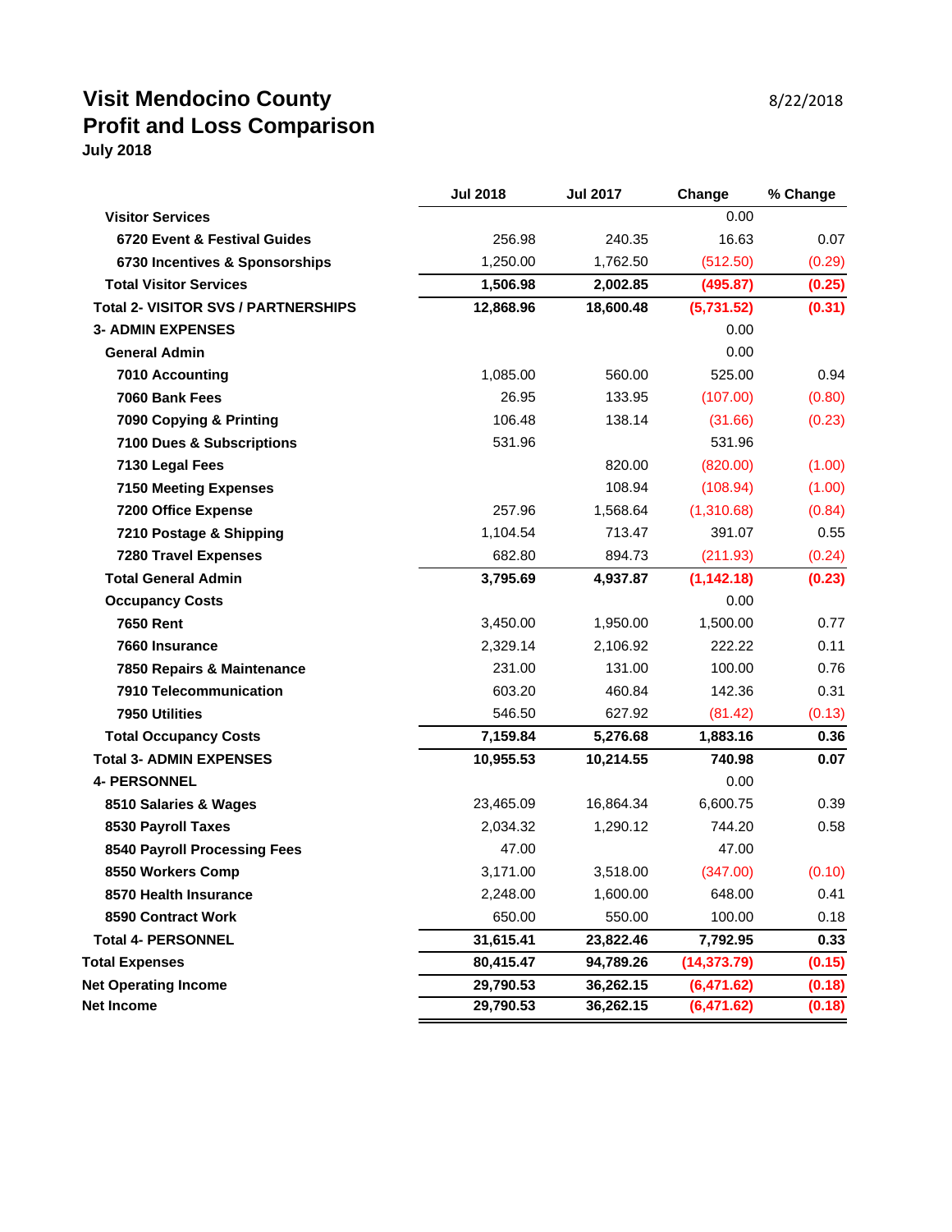# Visit Mendocino County
# Profit and Loss Comparison
**July 2018**

8/22/2018

| | Jul 2018 | Jul 2017 | Change | % Change |
|---|---|---|---|---|
| **Visitor Services** | | | 0.00 | |
| **6720 Event & Festival Guides** | 256.98 | 240.35 | 16.63 | 0.07 |
| **6730 Incentives & Sponsorships** | 1,250.00 | 1,762.50 | (512.50) | (0.29) |
| **Total Visitor Services** | **1,506.98** | **2,002.85** | **(495.87)** | **(0.25)** |
| **Total 2- VISITOR SVS / PARTNERSHIPS** | **12,868.96** | **18,600.48** | **(5,731.52)** | **(0.31)** |
| **3- ADMIN EXPENSES** | | | 0.00 | |
| **General Admin** | | | 0.00 | |
| **7010 Accounting** | 1,085.00 | 560.00 | 525.00 | 0.94 |
| **7060 Bank Fees** | 26.95 | 133.95 | (107.00) | (0.80) |
| **7090 Copying & Printing** | 106.48 | 138.14 | (31.66) | (0.23) |
| **7100 Dues & Subscriptions** | 531.96 | | 531.96 | |
| **7130 Legal Fees** | | 820.00 | (820.00) | (1.00) |
| **7150 Meeting Expenses** | | 108.94 | (108.94) | (1.00) |
| **7200 Office Expense** | 257.96 | 1,568.64 | (1,310.68) | (0.84) |
| **7210 Postage & Shipping** | 1,104.54 | 713.47 | 391.07 | 0.55 |
| **7280 Travel Expenses** | 682.80 | 894.73 | (211.93) | (0.24) |
| **Total General Admin** | **3,795.69** | **4,937.87** | **(1,142.18)** | **(0.23)** |
| **Occupancy Costs** | | | 0.00 | |
| **7650 Rent** | 3,450.00 | 1,950.00 | 1,500.00 | 0.77 |
| **7660 Insurance** | 2,329.14 | 2,106.92 | 222.22 | 0.11 |
| **7850 Repairs & Maintenance** | 231.00 | 131.00 | 100.00 | 0.76 |
| **7910 Telecommunication** | 603.20 | 460.84 | 142.36 | 0.31 |
| **7950 Utilities** | 546.50 | 627.92 | (81.42) | (0.13) |
| **Total Occupancy Costs** | **7,159.84** | **5,276.68** | **1,883.16** | **0.36** |
| **Total 3- ADMIN EXPENSES** | **10,955.53** | **10,214.55** | **740.98** | **0.07** |
| **4- PERSONNEL** | | | 0.00 | |
| **8510 Salaries & Wages** | 23,465.09 | 16,864.34 | 6,600.75 | 0.39 |
| **8530 Payroll Taxes** | 2,034.32 | 1,290.12 | 744.20 | 0.58 |
| **8540 Payroll Processing Fees** | 47.00 | | 47.00 | |
| **8550 Workers Comp** | 3,171.00 | 3,518.00 | (347.00) | (0.10) |
| **8570 Health Insurance** | 2,248.00 | 1,600.00 | 648.00 | 0.41 |
| **8590 Contract Work** | 650.00 | 550.00 | 100.00 | 0.18 |
| **Total 4- PERSONNEL** | **31,615.41** | **23,822.46** | **7,792.95** | **0.33** |
| **Total Expenses** | **80,415.47** | **94,789.26** | **(14,373.79)** | **(0.15)** |
| **Net Operating Income** | **29,790.53** | **36,262.15** | **(6,471.62)** | **(0.18)** |
| **Net Income** | **29,790.53** | **36,262.15** | **(6,471.62)** | **(0.18)** |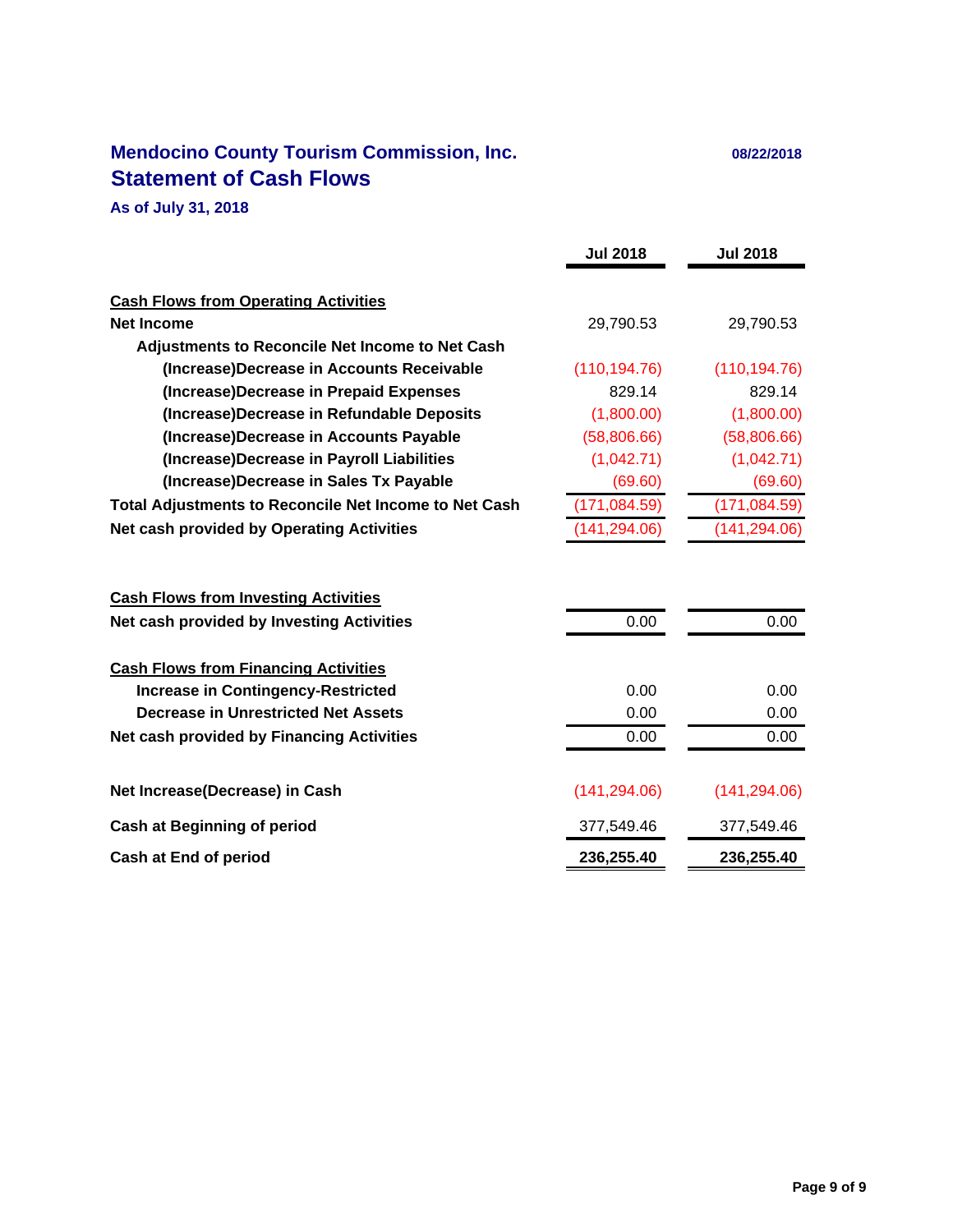# Mendocino County Tourism Commission, Inc.

08/22/2018

## Statement of Cash Flows

**As of July 31, 2018**

| | Jul 2018 | Jul 2018 |
|---|---|---|
| **Cash Flows from Operating Activities** | | |
| **Net Income** | 29,790.53 | 29,790.53 |
| **Adjustments to Reconcile Net Income to Net Cash** | | |
| (Increase)Decrease in Accounts Receivable | (110,194.76) | (110,194.76) |
| (Increase)Decrease in Prepaid Expenses | 829.14 | 829.14 |
| (Increase)Decrease in Refundable Deposits | (1,800.00) | (1,800.00) |
| (Increase)Decrease in Accounts Payable | (58,806.66) | (58,806.66) |
| (Increase)Decrease in Payroll Liabilities | (1,042.71) | (1,042.71) |
| (Increase)Decrease in Sales Tx Payable | (69.60) | (69.60) |
| **Total Adjustments to Reconcile Net Income to Net Cash** | (171,084.59) | (171,084.59) |
| **Net cash provided by Operating Activities** | (141,294.06) | (141,294.06) |
| **Cash Flows from Investing Activities** | | |
| **Net cash provided by Investing Activities** | 0.00 | 0.00 |
| **Cash Flows from Financing Activities** | | |
| Increase in Contingency-Restricted | 0.00 | 0.00 |
| Decrease in Unrestricted Net Assets | 0.00 | 0.00 |
| **Net cash provided by Financing Activities** | 0.00 | 0.00 |
| **Net Increase(Decrease) in Cash** | (141,294.06) | (141,294.06) |
| **Cash at Beginning of period** | 377,549.46 | 377,549.46 |
| **Cash at End of period** | **236,255.40** | **236,255.40** |